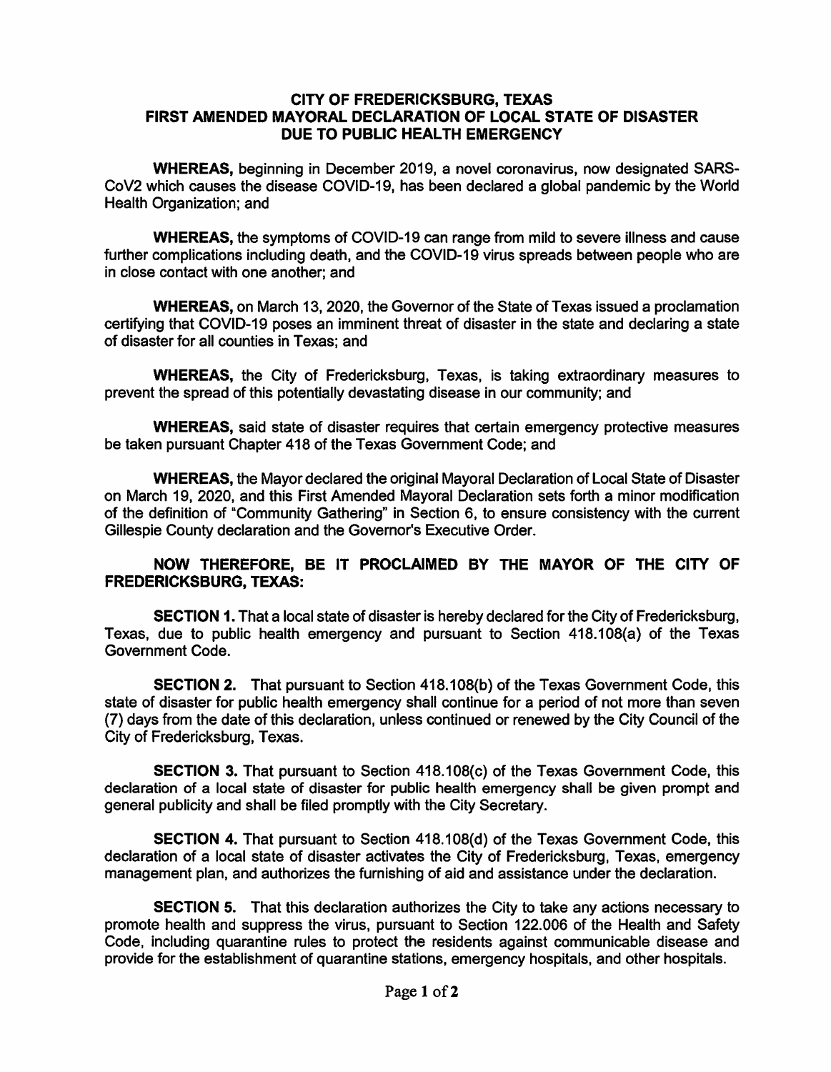# CITY OF FREDERICKSBURG, TEXAS
# FIRST AMENDED MAYORAL DECLARATION OF LOCAL STATE OF DISASTER DUE TO PUBLIC HEALTH EMERGENCY

**WHEREAS,** beginning in December 2019, a novel coronavirus, now designated SARS-CoV2 which causes the disease COVID-19, has been declared a global pandemic by the World Health Organization; and

**WHEREAS,** the symptoms of COVID-19 can range from mild to severe illness and cause further complications including death, and the COVID-19 virus spreads between people who are in close contact with one another; and

**WHEREAS,** on March 13, 2020, the Governor of the State of Texas issued a proclamation certifying that COVID-19 poses an imminent threat of disaster in the state and declaring a state of disaster for all counties in Texas; and

**WHEREAS,** the City of Fredericksburg, Texas, is taking extraordinary measures to prevent the spread of this potentially devastating disease in our community; and

**WHEREAS,** said state of disaster requires that certain emergency protective measures be taken pursuant Chapter 418 of the Texas Government Code; and

**WHEREAS,** the Mayor declared the original Mayoral Declaration of Local State of Disaster on March 19, 2020, and this First Amended Mayoral Declaration sets forth a minor modification of the definition of "Community Gathering" in Section 6, to ensure consistency with the current Gillespie County declaration and the Governor's Executive Order.

**NOW THEREFORE, BE IT PROCLAIMED BY THE MAYOR OF THE CITY OF FREDERICKSBURG, TEXAS:**

**SECTION 1.** That a local state of disaster is hereby declared for the City of Fredericksburg, Texas, due to public health emergency and pursuant to Section 418.108(a) of the Texas Government Code.

**SECTION 2.** That pursuant to Section 418.108(b) of the Texas Government Code, this state of disaster for public health emergency shall continue for a period of not more than seven (7) days from the date of this declaration, unless continued or renewed by the City Council of the City of Fredericksburg, Texas.

**SECTION 3.** That pursuant to Section 418.108(c) of the Texas Government Code, this declaration of a local state of disaster for public health emergency shall be given prompt and general publicity and shall be filed promptly with the City Secretary.

**SECTION 4.** That pursuant to Section 418.108(d) of the Texas Government Code, this declaration of a local state of disaster activates the City of Fredericksburg, Texas, emergency management plan, and authorizes the furnishing of aid and assistance under the declaration.

**SECTION 5.** That this declaration authorizes the City to take any actions necessary to promote health and suppress the virus, pursuant to Section 122.006 of the Health and Safety Code, including quarantine rules to protect the residents against communicable disease and provide for the establishment of quarantine stations, emergency hospitals, and other hospitals.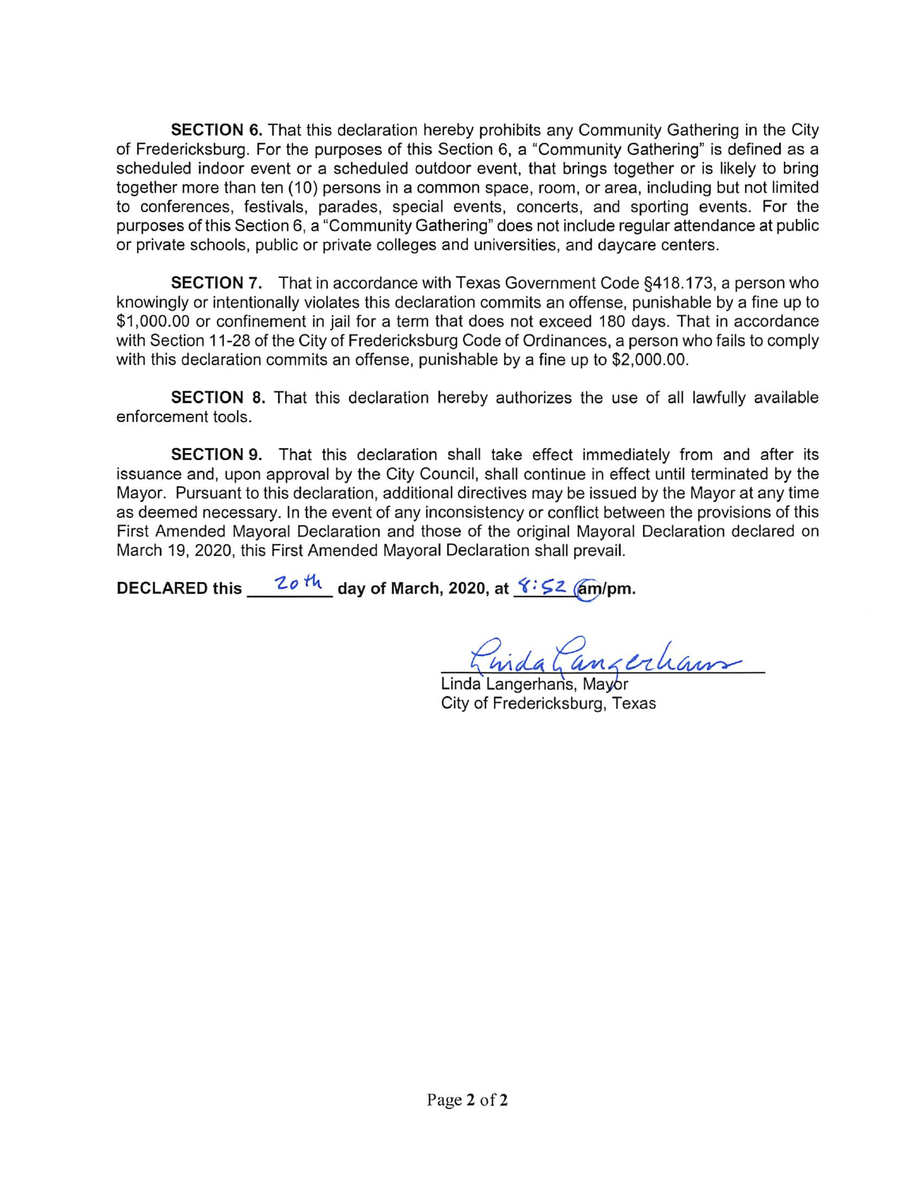**SECTION 6.** That this declaration hereby prohibits any Community Gathering in the City of Fredericksburg. For the purposes of this Section 6, a "Community Gathering" is defined as a scheduled indoor event or a scheduled outdoor event, that brings together or is likely to bring together more than ten (10) persons in a common space, room, or area, including but not limited to conferences, festivals, parades, special events, concerts, and sporting events. For the purposes of this Section 6, a "Community Gathering" does not include regular attendance at public or private schools, public or private colleges and universities, and daycare centers.

**SECTION 7.** That in accordance with Texas Government Code §418.173, a person who knowingly or intentionally violates this declaration commits an offense, punishable by a fine up to $1,000.00 or confinement in jail for a term that does not exceed 180 days. That in accordance with Section 11-28 of the City of Fredericksburg Code of Ordinances, a person who fails to comply with this declaration commits an offense, punishable by a fine up to $2,000.00.

**SECTION 8.** That this declaration hereby authorizes the use of all lawfully available enforcement tools.

**SECTION 9.** That this declaration shall take effect immediately from and after its issuance and, upon approval by the City Council, shall continue in effect until terminated by the Mayor. Pursuant to this declaration, additional directives may be issued by the Mayor at any time as deemed necessary. In the event of any inconsistency or conflict between the provisions of this First Amended Mayoral Declaration and those of the original Mayoral Declaration declared on March 19, 2020, this First Amended Mayoral Declaration shall prevail.

**DECLARED this** 20th **day of March, 2020, at** 8:52 **am/pm.**

Linda Langerhans

Linda Langerhans, Mayor
City of Fredericksburg, Texas